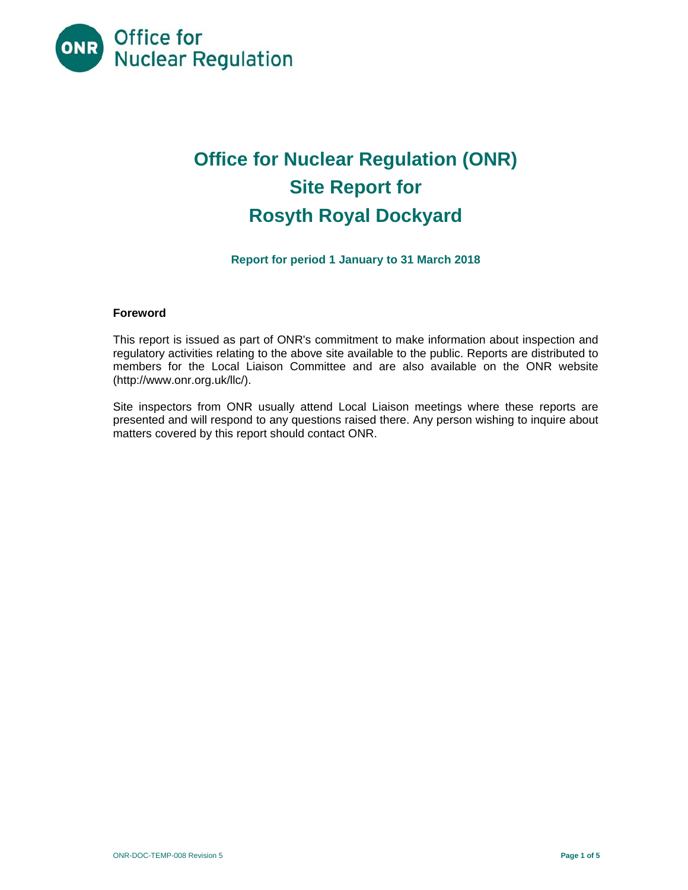# Office for Nuclear Regulation (ONR) Site Report for Rosyth Royal Dockyard

**Report for period 1 January to 31 March 2018**

## Foreword

This report is issued as part of ONR's commitment to make information about inspection and regulatory activities relating to the above site available to the public. Reports are distributed to members for the Local Liaison Committee and are also available on the ONR website (http://www.onr.org.uk/llc/).

Site inspectors from ONR usually attend Local Liaison meetings where these reports are presented and will respond to any questions raised there. Any person wishing to inquire about matters covered by this report should contact ONR.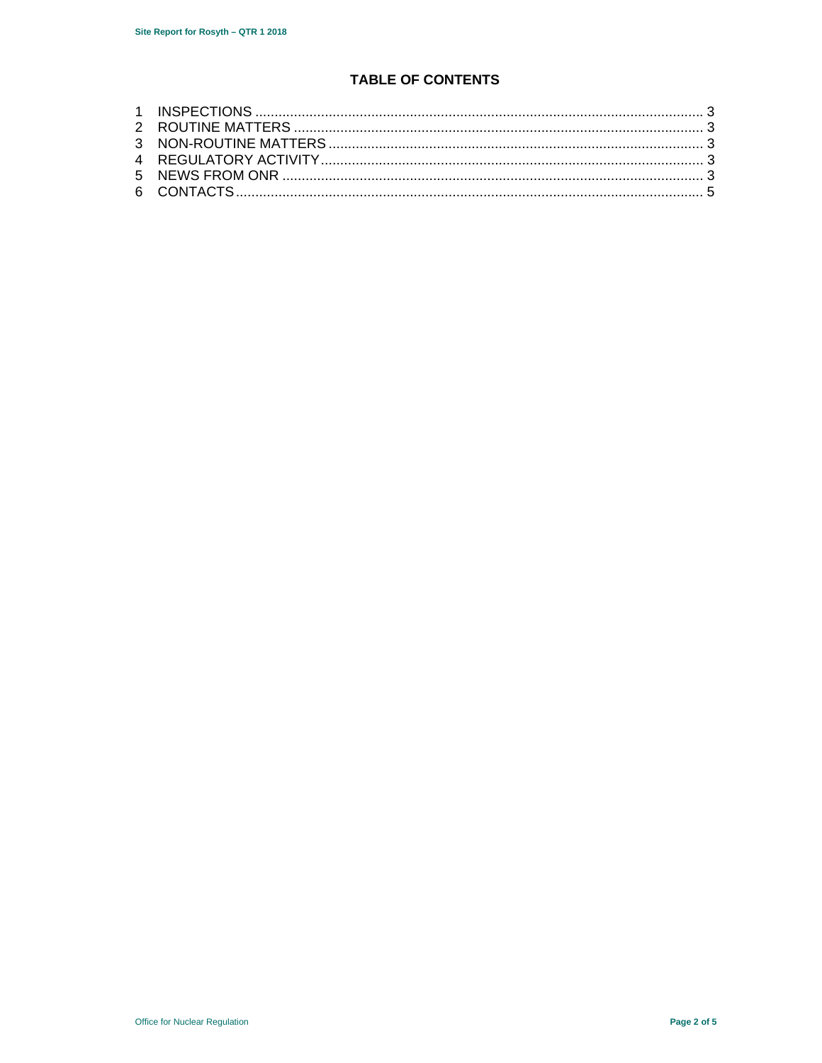## TABLE OF CONTENTS

1 INSPECTIONS .......... 3
2 ROUTINE MATTERS .......... 3
3 NON-ROUTINE MATTERS .......... 3
4 REGULATORY ACTIVITY .......... 3
5 NEWS FROM ONR .......... 3
6 CONTACTS .......... 5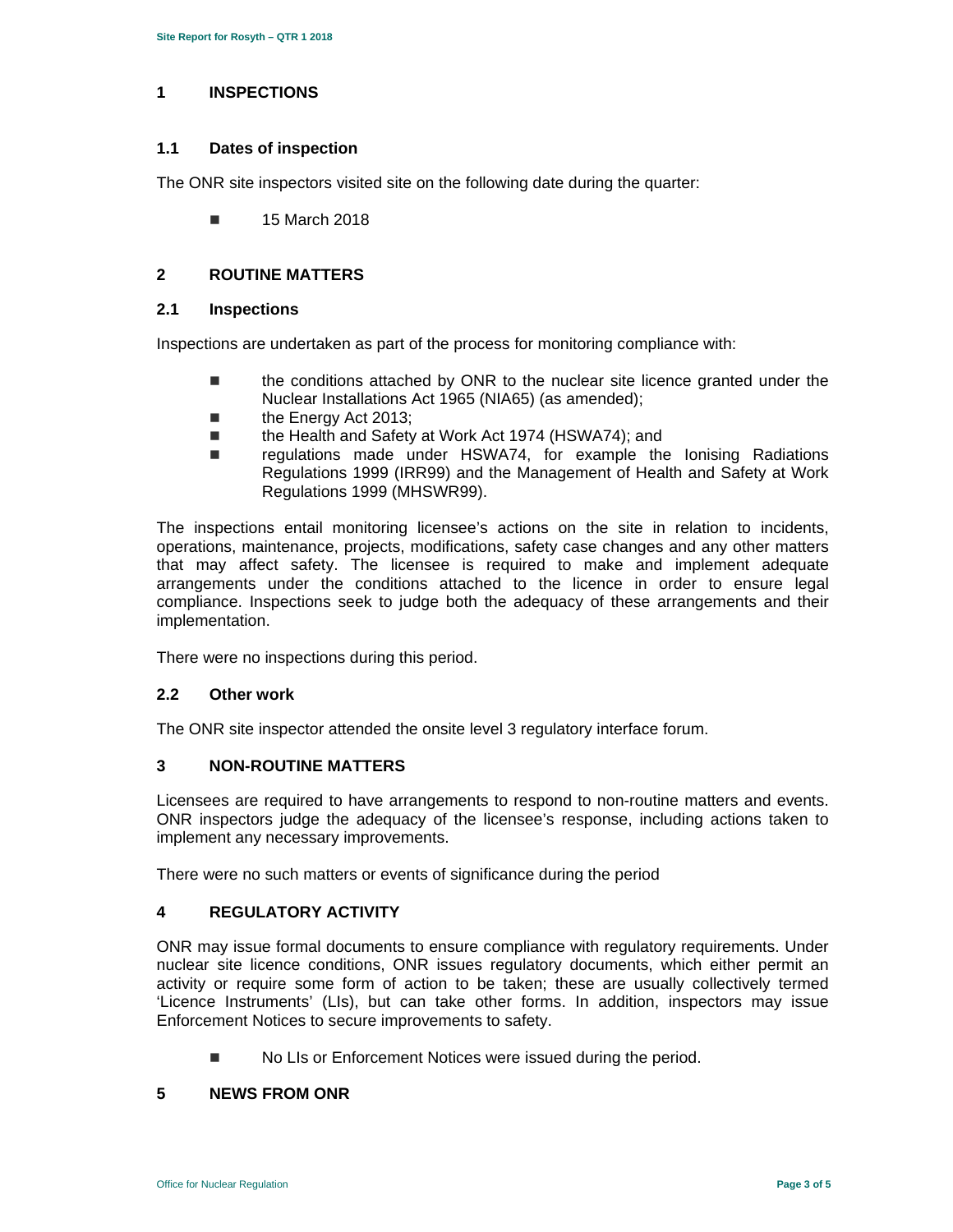## 1 INSPECTIONS

### 1.1 Dates of inspection

The ONR site inspectors visited site on the following date during the quarter:

- 15 March 2018

## 2 ROUTINE MATTERS

### 2.1 Inspections

Inspections are undertaken as part of the process for monitoring compliance with:

- the conditions attached by ONR to the nuclear site licence granted under the Nuclear Installations Act 1965 (NIA65) (as amended);
- the Energy Act 2013;
- the Health and Safety at Work Act 1974 (HSWA74); and
- regulations made under HSWA74, for example the Ionising Radiations Regulations 1999 (IRR99) and the Management of Health and Safety at Work Regulations 1999 (MHSWR99).

The inspections entail monitoring licensee's actions on the site in relation to incidents, operations, maintenance, projects, modifications, safety case changes and any other matters that may affect safety. The licensee is required to make and implement adequate arrangements under the conditions attached to the licence in order to ensure legal compliance. Inspections seek to judge both the adequacy of these arrangements and their implementation.

There were no inspections during this period.

### 2.2 Other work

The ONR site inspector attended the onsite level 3 regulatory interface forum.

## 3 NON-ROUTINE MATTERS

Licensees are required to have arrangements to respond to non-routine matters and events. ONR inspectors judge the adequacy of the licensee's response, including actions taken to implement any necessary improvements.

There were no such matters or events of significance during the period

## 4 REGULATORY ACTIVITY

ONR may issue formal documents to ensure compliance with regulatory requirements. Under nuclear site licence conditions, ONR issues regulatory documents, which either permit an activity or require some form of action to be taken; these are usually collectively termed 'Licence Instruments' (LIs), but can take other forms. In addition, inspectors may issue Enforcement Notices to secure improvements to safety.

- No LIs or Enforcement Notices were issued during the period.

## 5 NEWS FROM ONR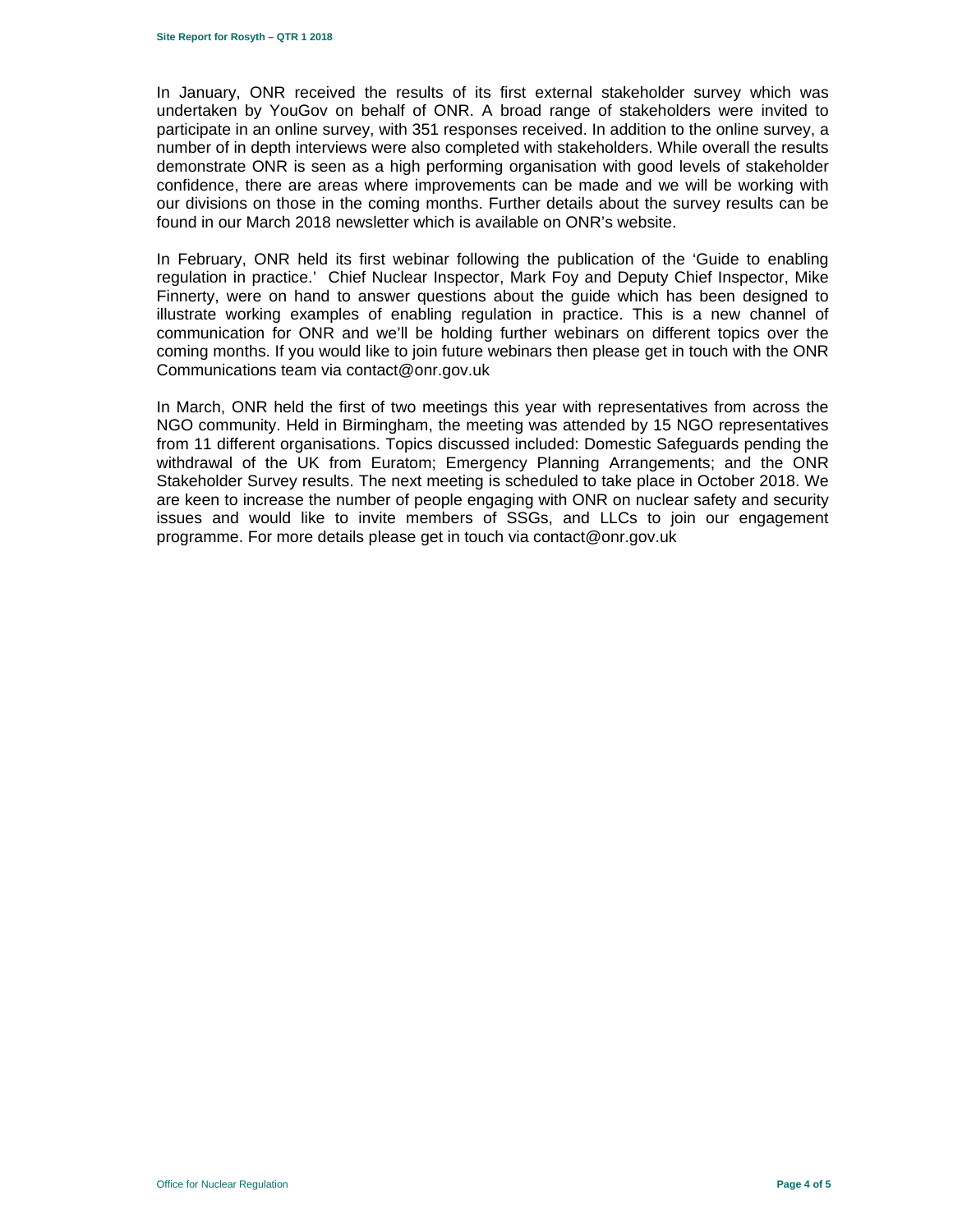In January, ONR received the results of its first external stakeholder survey which was undertaken by YouGov on behalf of ONR. A broad range of stakeholders were invited to participate in an online survey, with 351 responses received. In addition to the online survey, a number of in depth interviews were also completed with stakeholders. While overall the results demonstrate ONR is seen as a high performing organisation with good levels of stakeholder confidence, there are areas where improvements can be made and we will be working with our divisions on those in the coming months. Further details about the survey results can be found in our March 2018 newsletter which is available on ONR's website.

In February, ONR held its first webinar following the publication of the 'Guide to enabling regulation in practice.' Chief Nuclear Inspector, Mark Foy and Deputy Chief Inspector, Mike Finnerty, were on hand to answer questions about the guide which has been designed to illustrate working examples of enabling regulation in practice. This is a new channel of communication for ONR and we'll be holding further webinars on different topics over the coming months. If you would like to join future webinars then please get in touch with the ONR Communications team via contact@onr.gov.uk

In March, ONR held the first of two meetings this year with representatives from across the NGO community. Held in Birmingham, the meeting was attended by 15 NGO representatives from 11 different organisations. Topics discussed included: Domestic Safeguards pending the withdrawal of the UK from Euratom; Emergency Planning Arrangements; and the ONR Stakeholder Survey results. The next meeting is scheduled to take place in October 2018. We are keen to increase the number of people engaging with ONR on nuclear safety and security issues and would like to invite members of SSGs, and LLCs to join our engagement programme. For more details please get in touch via contact@onr.gov.uk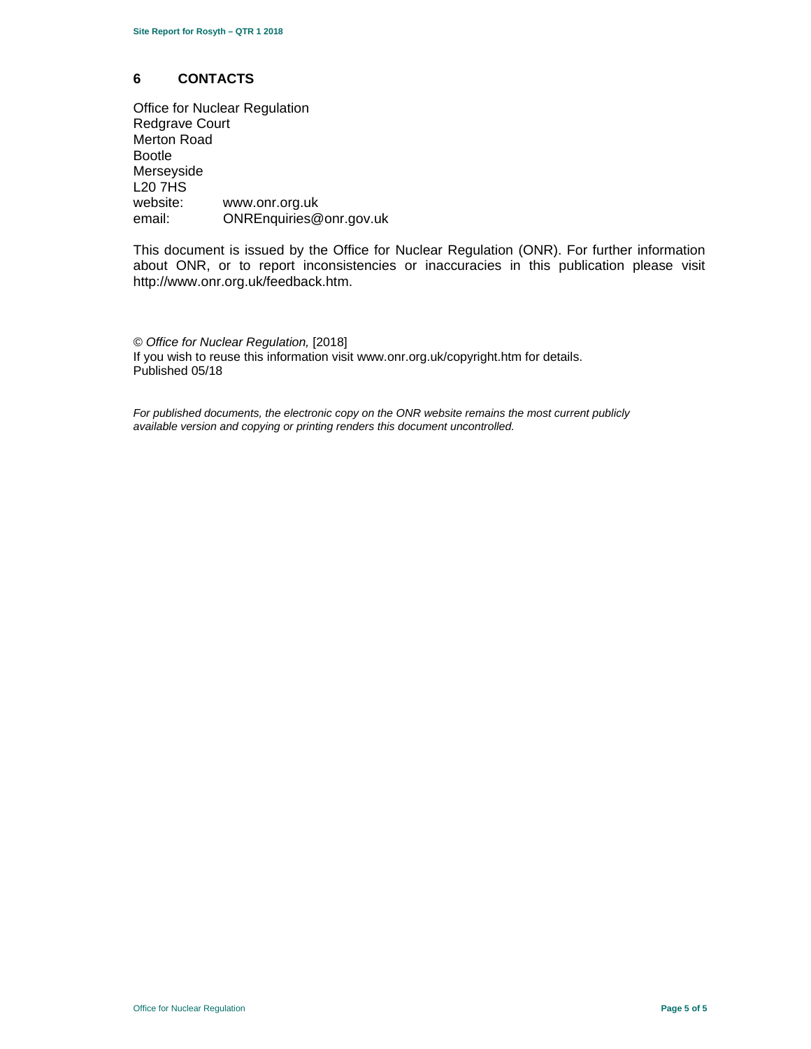## 6 CONTACTS

Office for Nuclear Regulation
Redgrave Court
Merton Road
Bootle
Merseyside
L20 7HS
website: www.onr.org.uk
email: ONREnquiries@onr.gov.uk

This document is issued by the Office for Nuclear Regulation (ONR). For further information about ONR, or to report inconsistencies or inaccuracies in this publication please visit http://www.onr.org.uk/feedback.htm.

© *Office for Nuclear Regulation,* [2018]
If you wish to reuse this information visit www.onr.org.uk/copyright.htm for details.
Published 05/18

*For published documents, the electronic copy on the ONR website remains the most current publicly available version and copying or printing renders this document uncontrolled.*